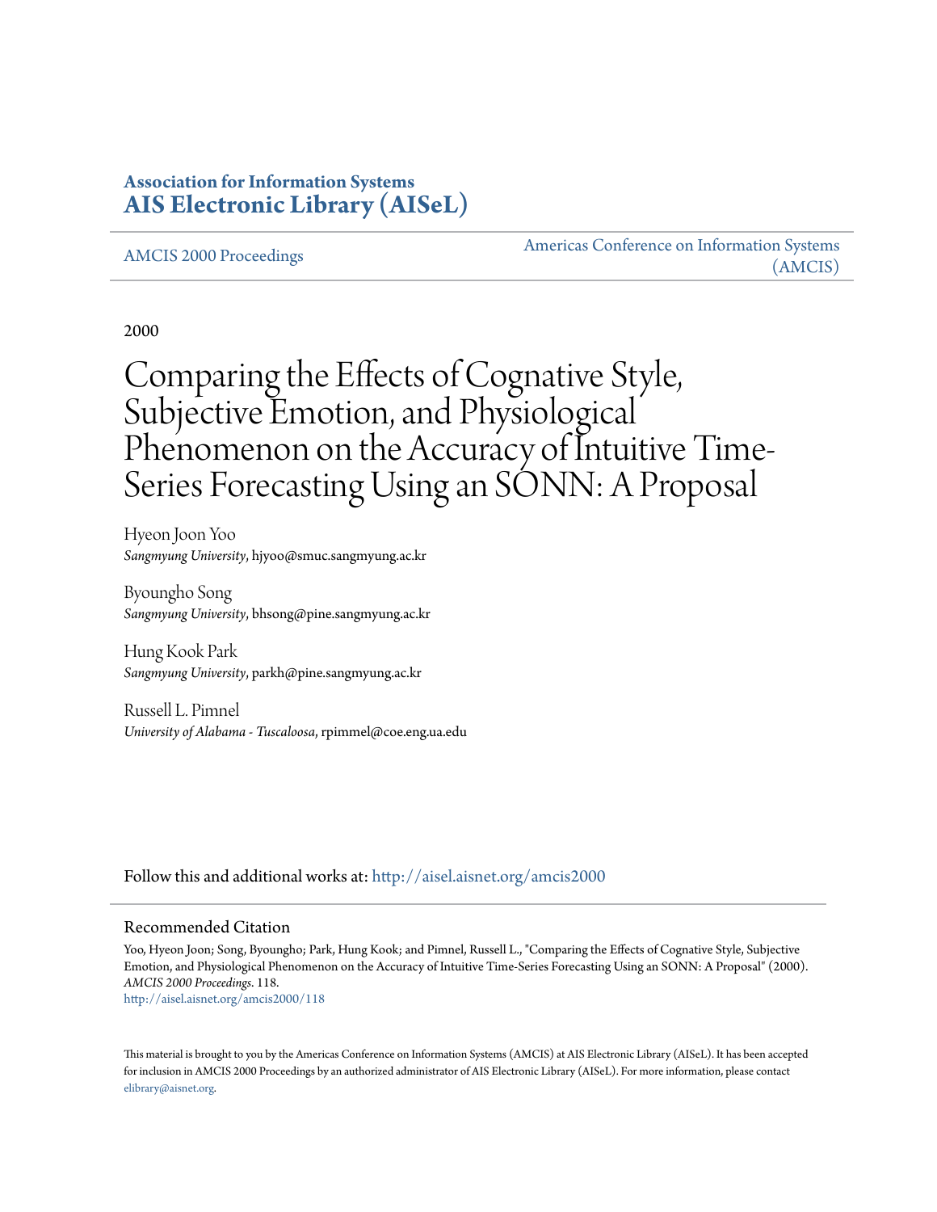**Association for Information Systems**
**AIS Electronic Library (AISeL)**

AMCIS 2000 Proceedings

Americas Conference on Information Systems (AMCIS)

2000

# Comparing the Effects of Cognative Style, Subjective Emotion, and Physiological Phenomenon on the Accuracy of Intuitive Time-Series Forecasting Using an SONN: A Proposal

Hyeon Joon Yoo
*Sangmyung University*, hjyoo@smuc.sangmyung.ac.kr

Byoungho Song
*Sangmyung University*, bhsong@pine.sangmyung.ac.kr

Hung Kook Park
*Sangmyung University*, parkh@pine.sangmyung.ac.kr

Russell L. Pimnel
*University of Alabama - Tuscaloosa*, rpimmel@coe.eng.ua.edu

Follow this and additional works at: http://aisel.aisnet.org/amcis2000

## Recommended Citation

Yoo, Hyeon Joon; Song, Byoungho; Park, Hung Kook; and Pimnel, Russell L., "Comparing the Effects of Cognative Style, Subjective Emotion, and Physiological Phenomenon on the Accuracy of Intuitive Time-Series Forecasting Using an SONN: A Proposal" (2000). *AMCIS 2000 Proceedings*. 118.
http://aisel.aisnet.org/amcis2000/118

This material is brought to you by the Americas Conference on Information Systems (AMCIS) at AIS Electronic Library (AISeL). It has been accepted for inclusion in AMCIS 2000 Proceedings by an authorized administrator of AIS Electronic Library (AISeL). For more information, please contact elibrary@aisnet.org.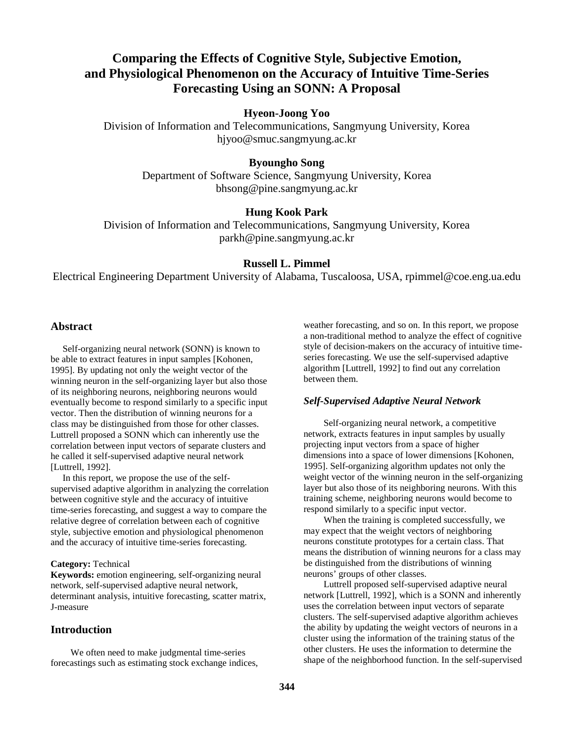# Comparing the Effects of Cognitive Style, Subjective Emotion, and Physiological Phenomenon on the Accuracy of Intuitive Time-Series Forecasting Using an SONN: A Proposal

**Hyeon-Joong Yoo**
Division of Information and Telecommunications, Sangmyung University, Korea
hjyoo@smuc.sangmyung.ac.kr

**Byoungho Song**
Department of Software Science, Sangmyung University, Korea
bhsong@pine.sangmyung.ac.kr

**Hung Kook Park**
Division of Information and Telecommunications, Sangmyung University, Korea
parkh@pine.sangmyung.ac.kr

**Russell L. Pimmel**
Electrical Engineering Department University of Alabama, Tuscaloosa, USA, rpimmel@coe.eng.ua.edu

## Abstract

Self-organizing neural network (SONN) is known to be able to extract features in input samples [Kohonen, 1995]. By updating not only the weight vector of the winning neuron in the self-organizing layer but also those of its neighboring neurons, neighboring neurons would eventually become to respond similarly to a specific input vector. Then the distribution of winning neurons for a class may be distinguished from those for other classes. Luttrell proposed a SONN which can inherently use the correlation between input vectors of separate clusters and he called it self-supervised adaptive neural network [Luttrell, 1992].

In this report, we propose the use of the self-supervised adaptive algorithm in analyzing the correlation between cognitive style and the accuracy of intuitive time-series forecasting, and suggest a way to compare the relative degree of correlation between each of cognitive style, subjective emotion and physiological phenomenon and the accuracy of intuitive time-series forecasting.

**Category:** Technical
**Keywords:** emotion engineering, self-organizing neural network, self-supervised adaptive neural network, determinant analysis, intuitive forecasting, scatter matrix, J-measure

## Introduction

We often need to make judgmental time-series forecastings such as estimating stock exchange indices, weather forecasting, and so on. In this report, we propose a non-traditional method to analyze the effect of cognitive style of decision-makers on the accuracy of intuitive time-series forecasting. We use the self-supervised adaptive algorithm [Luttrell, 1992] to find out any correlation between them.

### *Self-Supervised Adaptive Neural Network*

Self-organizing neural network, a competitive network, extracts features in input samples by usually projecting input vectors from a space of higher dimensions into a space of lower dimensions [Kohonen, 1995]. Self-organizing algorithm updates not only the weight vector of the winning neuron in the self-organizing layer but also those of its neighboring neurons. With this training scheme, neighboring neurons would become to respond similarly to a specific input vector.

When the training is completed successfully, we may expect that the weight vectors of neighboring neurons constitute prototypes for a certain class. That means the distribution of winning neurons for a class may be distinguished from the distributions of winning neurons' groups of other classes.

Luttrell proposed self-supervised adaptive neural network [Luttrell, 1992], which is a SONN and inherently uses the correlation between input vectors of separate clusters. The self-supervised adaptive algorithm achieves the ability by updating the weight vectors of neurons in a cluster using the information of the training status of the other clusters. He uses the information to determine the shape of the neighborhood function. In the self-supervised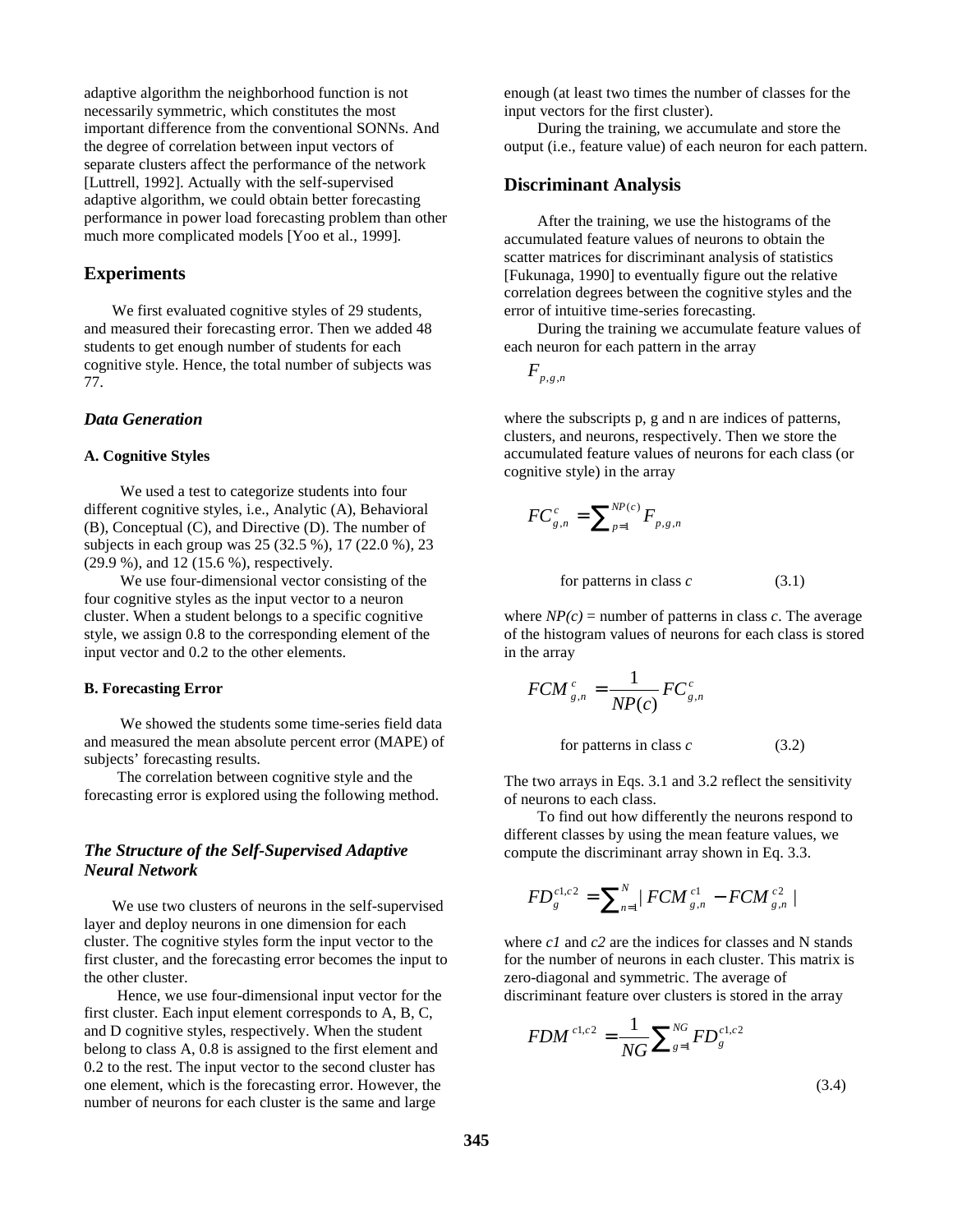adaptive algorithm the neighborhood function is not necessarily symmetric, which constitutes the most important difference from the conventional SONNs. And the degree of correlation between input vectors of separate clusters affect the performance of the network [Luttrell, 1992]. Actually with the self-supervised adaptive algorithm, we could obtain better forecasting performance in power load forecasting problem than other much more complicated models [Yoo et al., 1999].

## Experiments

We first evaluated cognitive styles of 29 students, and measured their forecasting error. Then we added 48 students to get enough number of students for each cognitive style. Hence, the total number of subjects was 77.

### *Data Generation*

#### A. Cognitive Styles

We used a test to categorize students into four different cognitive styles, i.e., Analytic (A), Behavioral (B), Conceptual (C), and Directive (D). The number of subjects in each group was 25 (32.5 %), 17 (22.0 %), 23 (29.9 %), and 12 (15.6 %), respectively.

We use four-dimensional vector consisting of the four cognitive styles as the input vector to a neuron cluster. When a student belongs to a specific cognitive style, we assign 0.8 to the corresponding element of the input vector and 0.2 to the other elements.

#### B. Forecasting Error

We showed the students some time-series field data and measured the mean absolute percent error (MAPE) of subjects' forecasting results.

The correlation between cognitive style and the forecasting error is explored using the following method.

### *The Structure of the Self-Supervised Adaptive Neural Network*

We use two clusters of neurons in the self-supervised layer and deploy neurons in one dimension for each cluster. The cognitive styles form the input vector to the first cluster, and the forecasting error becomes the input to the other cluster.

Hence, we use four-dimensional input vector for the first cluster. Each input element corresponds to A, B, C, and D cognitive styles, respectively. When the student belong to class A, 0.8 is assigned to the first element and 0.2 to the rest. The input vector to the second cluster has one element, which is the forecasting error. However, the number of neurons for each cluster is the same and large enough (at least two times the number of classes for the input vectors for the first cluster).

During the training, we accumulate and store the output (i.e., feature value) of each neuron for each pattern.

## Discriminant Analysis

After the training, we use the histograms of the accumulated feature values of neurons to obtain the scatter matrices for discriminant analysis of statistics [Fukunaga, 1990] to eventually figure out the relative correlation degrees between the cognitive styles and the error of intuitive time-series forecasting.

During the training we accumulate feature values of each neuron for each pattern in the array

$$F_{p,g,n}$$

where the subscripts p, g and n are indices of patterns, clusters, and neurons, respectively. Then we store the accumulated feature values of neurons for each class (or cognitive style) in the array

$$FC_{g,n}^{c} = \sum_{p=1}^{NP(c)} F_{p,g,n}$$

for patterns in class *c* (3.1)

where *NP(c)* = number of patterns in class *c*. The average of the histogram values of neurons for each class is stored in the array

$$FCM_{g,n}^{c} = \frac{1}{NP(c)} FC_{g,n}^{c}$$

for patterns in class *c* (3.2)

The two arrays in Eqs. 3.1 and 3.2 reflect the sensitivity of neurons to each class.

To find out how differently the neurons respond to different classes by using the mean feature values, we compute the discriminant array shown in Eq. 3.3.

$$FD_{g}^{c1,c2} = \sum_{n=1}^{N} | FCM_{g,n}^{c1} - FCM_{g,n}^{c2} |$$

where *c1* and *c2* are the indices for classes and N stands for the number of neurons in each cluster. This matrix is zero-diagonal and symmetric. The average of discriminant feature over clusters is stored in the array

$$FDM^{c1,c2} = \frac{1}{NG} \sum_{g=1}^{NG} FD_{g}^{c1,c2} \tag{3.4}$$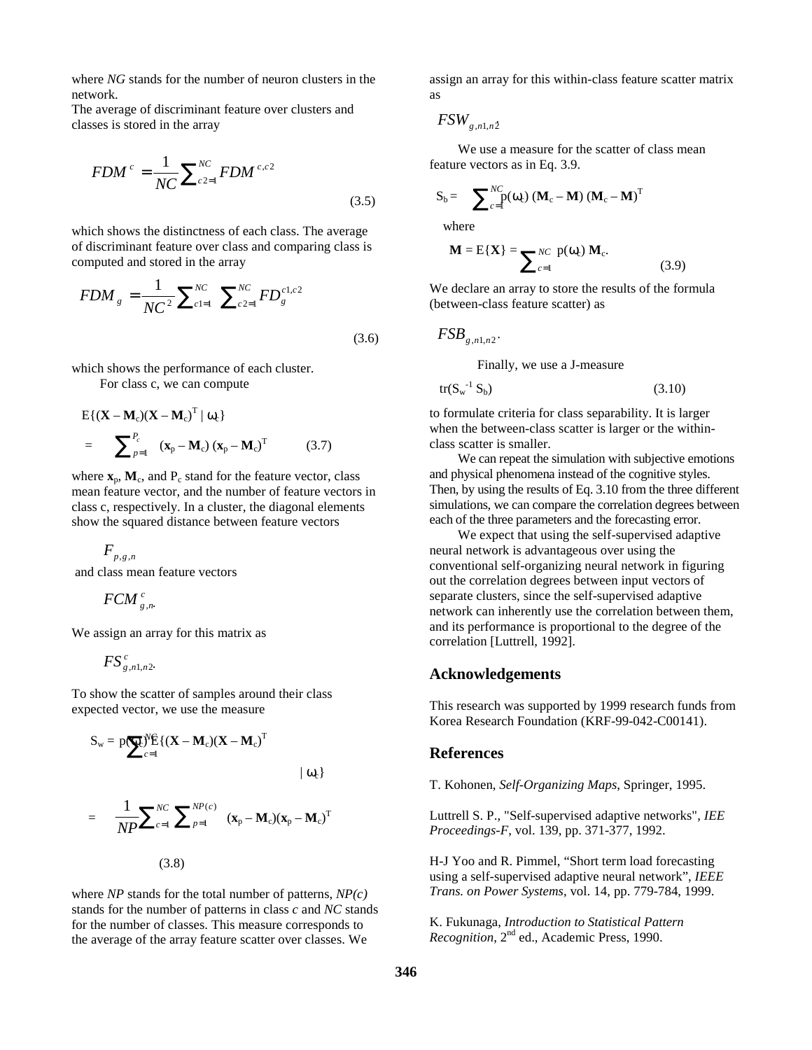where *NG* stands for the number of neuron clusters in the network.

The average of discriminant feature over clusters and classes is stored in the array

$$FDM^{c} = \frac{1}{NC}\sum_{c2=1}^{NC} FDM^{c,c2} \tag{3.5}$$

which shows the distinctness of each class. The average of discriminant feature over class and comparing class is computed and stored in the array

$$FDM_{g} = \frac{1}{NC^{2}}\sum_{c1=1}^{NC}\sum_{c2=1}^{NC} FD_{g}^{c1,c2} \tag{3.6}$$

which shows the performance of each cluster.

For class c, we can compute

$$\begin{aligned} &E\{(\mathbf{X} - \mathbf{M}_c)(\mathbf{X} - \mathbf{M}_c)^T \mid \omega_c\} \\ &= \sum_{p=1}^{P_c} (\mathbf{x}_p - \mathbf{M}_c)(\mathbf{x}_p - \mathbf{M}_c)^T \end{aligned} \tag{3.7}$$

where $\mathbf{x}_p$, $\mathbf{M}_c$, and $P_c$ stand for the feature vector, class mean feature vector, and the number of feature vectors in class c, respectively. In a cluster, the diagonal elements show the squared distance between feature vectors

$$F_{p,g,n}$$

and class mean feature vectors

$$FCM^{c}_{g,n}.$$

We assign an array for this matrix as

$$FS^{c}_{g,n1,n2}.$$

To show the scatter of samples around their class expected vector, we use the measure

$$\begin{aligned} S_w &= \sum_{c=1}^{NC} p(\omega_c) E\{(\mathbf{X} - \mathbf{M}_c)(\mathbf{X} - \mathbf{M}_c)^T \mid \omega_c\} \\ &= \frac{1}{NP}\sum_{c=1}^{NC}\sum_{p=1}^{NP(c)} (\mathbf{x}_p - \mathbf{M}_c)(\mathbf{x}_p - \mathbf{M}_c)^T \end{aligned} \tag{3.8}$$

where *NP* stands for the total number of patterns, *NP(c)* stands for the number of patterns in class *c* and *NC* stands for the number of classes. This measure corresponds to the average of the array feature scatter over classes. We assign an array for this within-class feature scatter matrix as

$$FSW_{g,n1,n2}.$$

We use a measure for the scatter of class mean feature vectors as in Eq. 3.9.

$$S_b = \sum_{c=1}^{NC} p(\omega_c)(\mathbf{M}_c - \mathbf{M})(\mathbf{M}_c - \mathbf{M})^T$$

where

$$\mathbf{M} = E\{\mathbf{X}\} = \sum_{c=1}^{NC} p(\omega_c)\,\mathbf{M}_c. \tag{3.9}$$

We declare an array to store the results of the formula (between-class feature scatter) as

$$FSB_{g,n1,n2}.$$

Finally, we use a J-measure

$$\mathrm{tr}(S_w^{-1} S_b) \tag{3.10}$$

to formulate criteria for class separability. It is larger when the between-class scatter is larger or the within-class scatter is smaller.

We can repeat the simulation with subjective emotions and physical phenomena instead of the cognitive styles. Then, by using the results of Eq. 3.10 from the three different simulations, we can compare the correlation degrees between each of the three parameters and the forecasting error.

We expect that using the self-supervised adaptive neural network is advantageous over using the conventional self-organizing neural network in figuring out the correlation degrees between input vectors of separate clusters, since the self-supervised adaptive network can inherently use the correlation between them, and its performance is proportional to the degree of the correlation [Luttrell, 1992].

## Acknowledgements

This research was supported by 1999 research funds from Korea Research Foundation (KRF-99-042-C00141).

## References

T. Kohonen, *Self-Organizing Maps*, Springer, 1995.

Luttrell S. P., "Self-supervised adaptive networks", *IEE Proceedings-F*, vol. 139, pp. 371-377, 1992.

H-J Yoo and R. Pimmel, "Short term load forecasting using a self-supervised adaptive neural network", *IEEE Trans. on Power Systems*, vol. 14, pp. 779-784, 1999.

K. Fukunaga, *Introduction to Statistical Pattern Recognition*, 2nd ed., Academic Press, 1990.